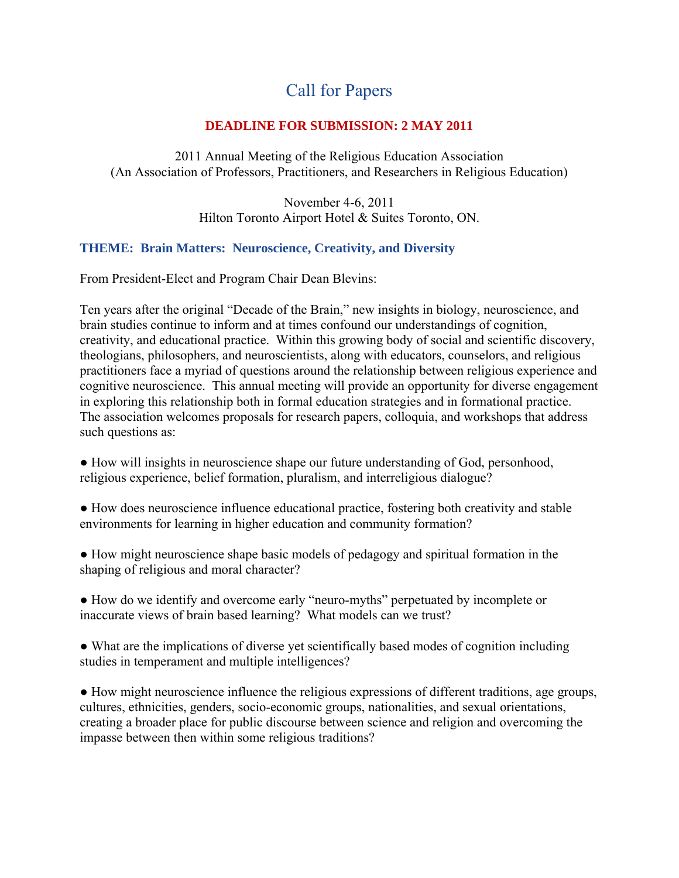# Call for Papers

**DEADLINE FOR SUBMISSION: 2 MAY 2011**

2011 Annual Meeting of the Religious Education Association
(An Association of Professors, Practitioners, and Researchers in Religious Education)

November 4-6, 2011
Hilton Toronto Airport Hotel & Suites Toronto, ON.

## THEME: Brain Matters: Neuroscience, Creativity, and Diversity

From President-Elect and Program Chair Dean Blevins:

Ten years after the original "Decade of the Brain," new insights in biology, neuroscience, and brain studies continue to inform and at times confound our understandings of cognition, creativity, and educational practice. Within this growing body of social and scientific discovery, theologians, philosophers, and neuroscientists, along with educators, counselors, and religious practitioners face a myriad of questions around the relationship between religious experience and cognitive neuroscience. This annual meeting will provide an opportunity for diverse engagement in exploring this relationship both in formal education strategies and in formational practice. The association welcomes proposals for research papers, colloquia, and workshops that address such questions as:

- How will insights in neuroscience shape our future understanding of God, personhood, religious experience, belief formation, pluralism, and interreligious dialogue?
- How does neuroscience influence educational practice, fostering both creativity and stable environments for learning in higher education and community formation?
- How might neuroscience shape basic models of pedagogy and spiritual formation in the shaping of religious and moral character?
- How do we identify and overcome early "neuro-myths" perpetuated by incomplete or inaccurate views of brain based learning? What models can we trust?
- What are the implications of diverse yet scientifically based modes of cognition including studies in temperament and multiple intelligences?
- How might neuroscience influence the religious expressions of different traditions, age groups, cultures, ethnicities, genders, socio-economic groups, nationalities, and sexual orientations, creating a broader place for public discourse between science and religion and overcoming the impasse between then within some religious traditions?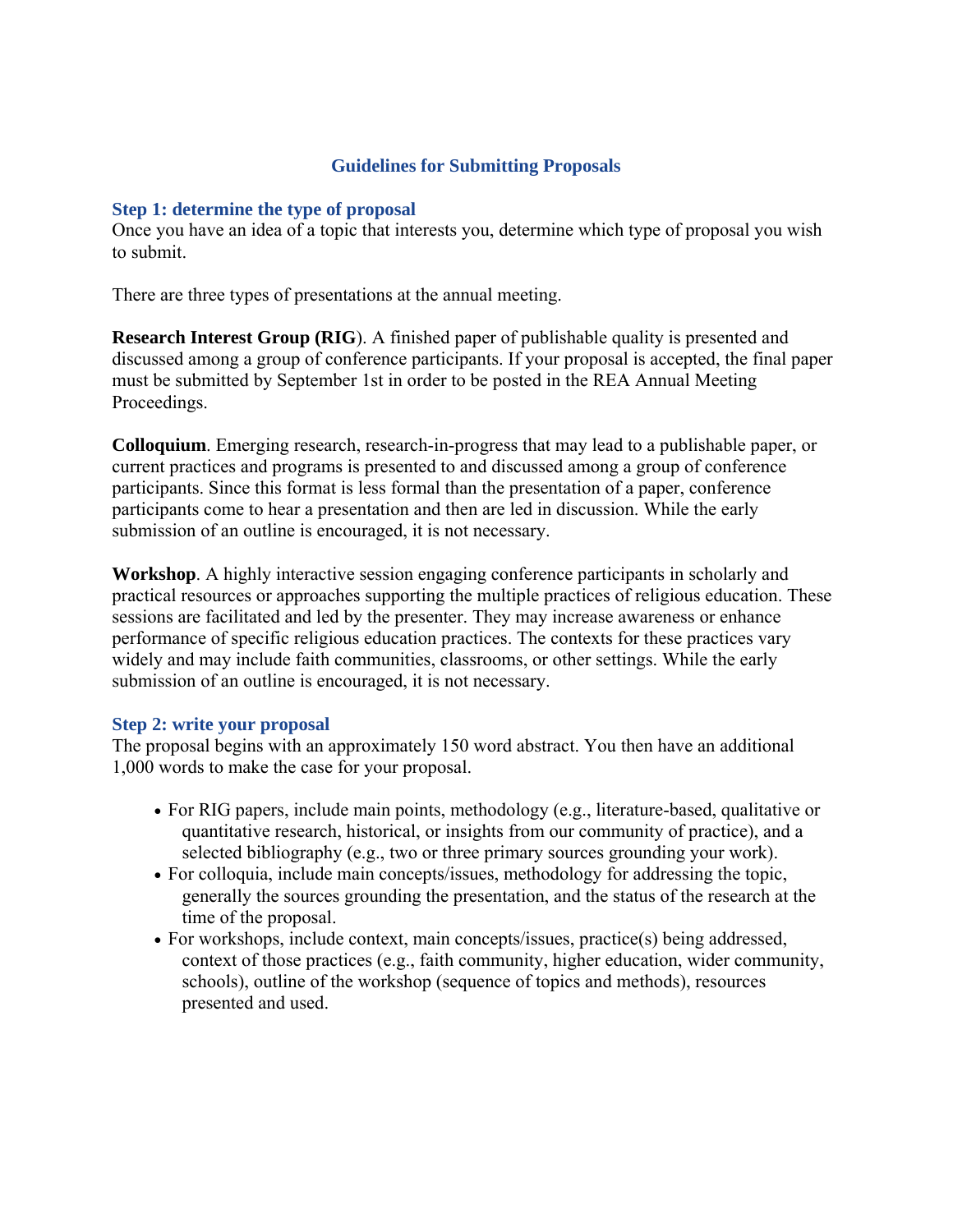## Guidelines for Submitting Proposals

### Step 1: determine the type of proposal

Once you have an idea of a topic that interests you, determine which type of proposal you wish to submit.

There are three types of presentations at the annual meeting.

**Research Interest Group (RIG**). A finished paper of publishable quality is presented and discussed among a group of conference participants. If your proposal is accepted, the final paper must be submitted by September 1st in order to be posted in the REA Annual Meeting Proceedings.

**Colloquium**. Emerging research, research-in-progress that may lead to a publishable paper, or current practices and programs is presented to and discussed among a group of conference participants. Since this format is less formal than the presentation of a paper, conference participants come to hear a presentation and then are led in discussion. While the early submission of an outline is encouraged, it is not necessary.

**Workshop**. A highly interactive session engaging conference participants in scholarly and practical resources or approaches supporting the multiple practices of religious education. These sessions are facilitated and led by the presenter. They may increase awareness or enhance performance of specific religious education practices. The contexts for these practices vary widely and may include faith communities, classrooms, or other settings. While the early submission of an outline is encouraged, it is not necessary.

### Step 2: write your proposal

The proposal begins with an approximately 150 word abstract. You then have an additional 1,000 words to make the case for your proposal.

- For RIG papers, include main points, methodology (e.g., literature-based, qualitative or quantitative research, historical, or insights from our community of practice), and a selected bibliography (e.g., two or three primary sources grounding your work).
- For colloquia, include main concepts/issues, methodology for addressing the topic, generally the sources grounding the presentation, and the status of the research at the time of the proposal.
- For workshops, include context, main concepts/issues, practice(s) being addressed, context of those practices (e.g., faith community, higher education, wider community, schools), outline of the workshop (sequence of topics and methods), resources presented and used.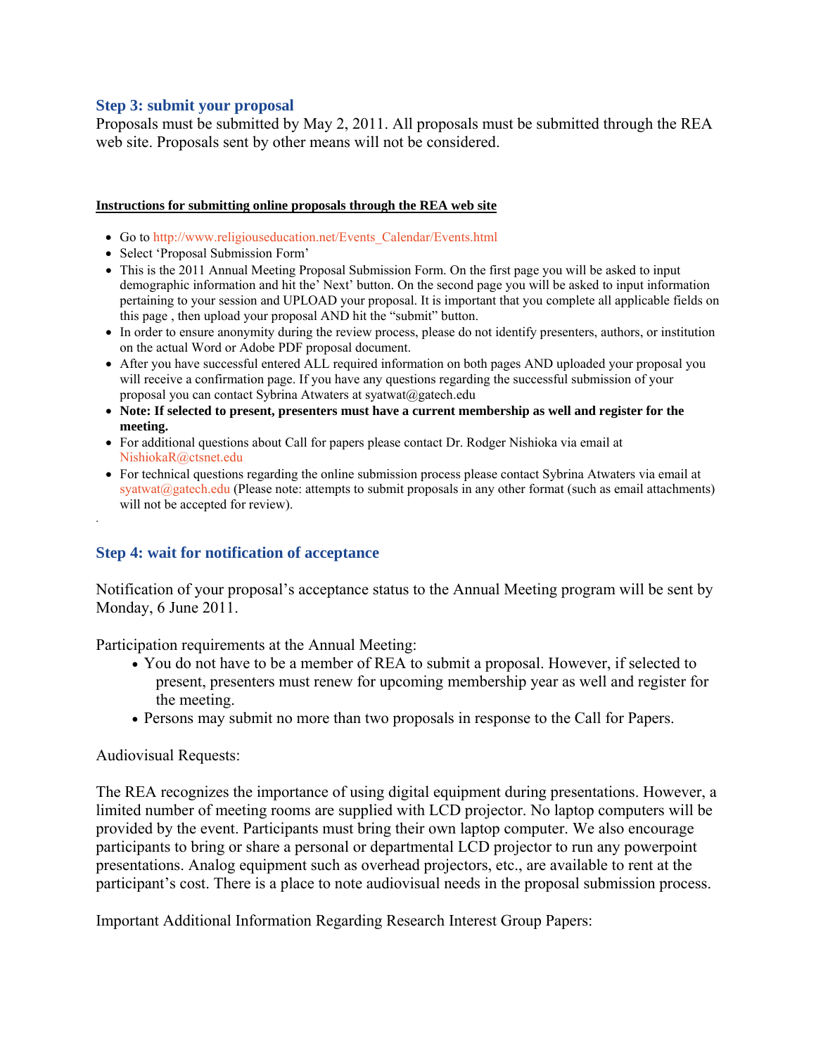## Step 3: submit your proposal

Proposals must be submitted by May 2, 2011. All proposals must be submitted through the REA web site. Proposals sent by other means will not be considered.

**Instructions for submitting online proposals through the REA web site**

- Go to http://www.religiouseducation.net/Events_Calendar/Events.html
- Select 'Proposal Submission Form'
- This is the 2011 Annual Meeting Proposal Submission Form. On the first page you will be asked to input demographic information and hit the' Next' button. On the second page you will be asked to input information pertaining to your session and UPLOAD your proposal. It is important that you complete all applicable fields on this page , then upload your proposal AND hit the "submit" button.
- In order to ensure anonymity during the review process, please do not identify presenters, authors, or institution on the actual Word or Adobe PDF proposal document.
- After you have successful entered ALL required information on both pages AND uploaded your proposal you will receive a confirmation page. If you have any questions regarding the successful submission of your proposal you can contact Sybrina Atwaters at syatwat@gatech.edu
- **Note: If selected to present, presenters must have a current membership as well and register for the meeting.**
- For additional questions about Call for papers please contact Dr. Rodger Nishioka via email at NishiokaR@ctsnet.edu
- For technical questions regarding the online submission process please contact Sybrina Atwaters via email at syatwat@gatech.edu (Please note: attempts to submit proposals in any other format (such as email attachments) will not be accepted for review).

## Step 4: wait for notification of acceptance

Notification of your proposal's acceptance status to the Annual Meeting program will be sent by Monday, 6 June 2011.

Participation requirements at the Annual Meeting:

- You do not have to be a member of REA to submit a proposal. However, if selected to present, presenters must renew for upcoming membership year as well and register for the meeting.
- Persons may submit no more than two proposals in response to the Call for Papers.

Audiovisual Requests:

The REA recognizes the importance of using digital equipment during presentations. However, a limited number of meeting rooms are supplied with LCD projector. No laptop computers will be provided by the event. Participants must bring their own laptop computer. We also encourage participants to bring or share a personal or departmental LCD projector to run any powerpoint presentations. Analog equipment such as overhead projectors, etc., are available to rent at the participant's cost. There is a place to note audiovisual needs in the proposal submission process.

Important Additional Information Regarding Research Interest Group Papers: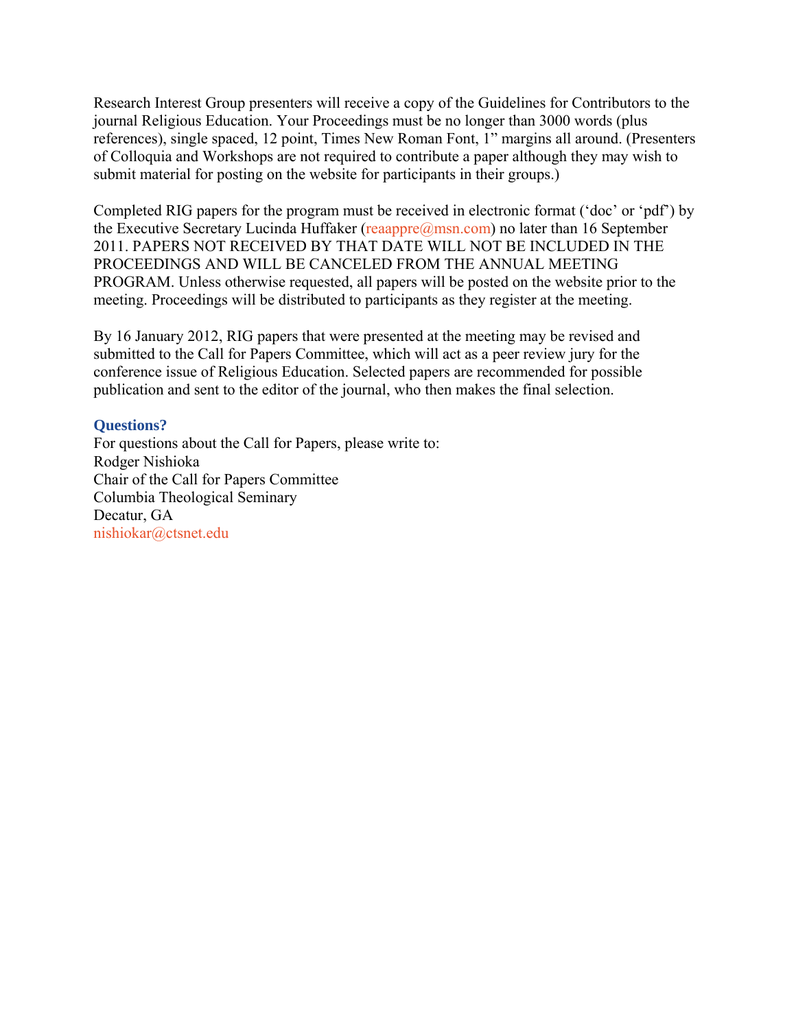Research Interest Group presenters will receive a copy of the Guidelines for Contributors to the journal Religious Education. Your Proceedings must be no longer than 3000 words (plus references), single spaced, 12 point, Times New Roman Font, 1" margins all around. (Presenters of Colloquia and Workshops are not required to contribute a paper although they may wish to submit material for posting on the website for participants in their groups.)

Completed RIG papers for the program must be received in electronic format ('doc' or 'pdf') by the Executive Secretary Lucinda Huffaker (reaappre@msn.com) no later than 16 September 2011. PAPERS NOT RECEIVED BY THAT DATE WILL NOT BE INCLUDED IN THE PROCEEDINGS AND WILL BE CANCELED FROM THE ANNUAL MEETING PROGRAM. Unless otherwise requested, all papers will be posted on the website prior to the meeting. Proceedings will be distributed to participants as they register at the meeting.

By 16 January 2012, RIG papers that were presented at the meeting may be revised and submitted to the Call for Papers Committee, which will act as a peer review jury for the conference issue of Religious Education. Selected papers are recommended for possible publication and sent to the editor of the journal, who then makes the final selection.

**Questions?**

For questions about the Call for Papers, please write to:  
Rodger Nishioka  
Chair of the Call for Papers Committee  
Columbia Theological Seminary  
Decatur, GA  
nishiokar@ctsnet.edu